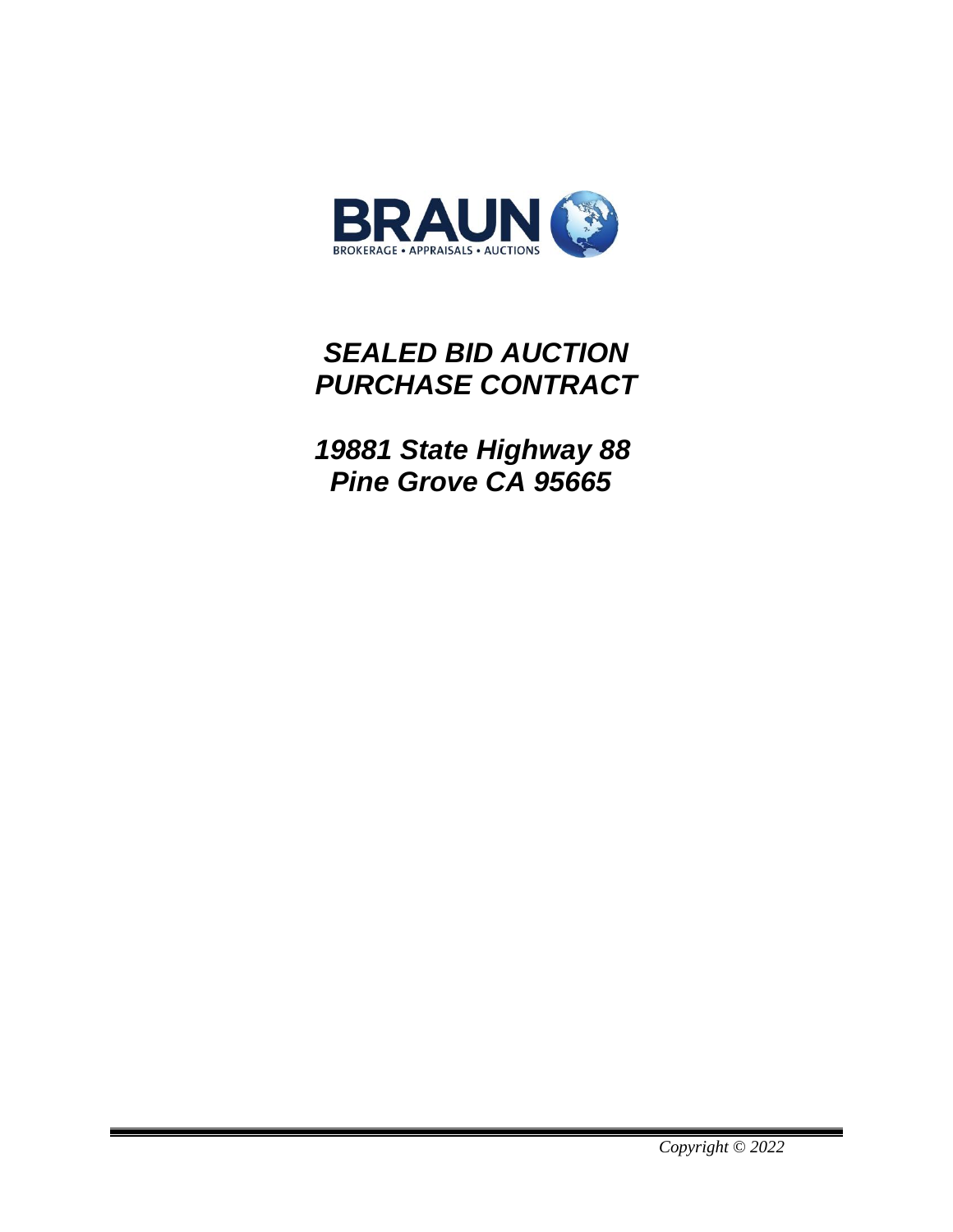BRAUN

BROKERAGE • APPRAISALS • AUCTIONS

# *SEALED BID AUCTION PURCHASE CONTRACT*

## *19881 State Highway 88*
## *Pine Grove CA 95665*

*Copyright © 2022*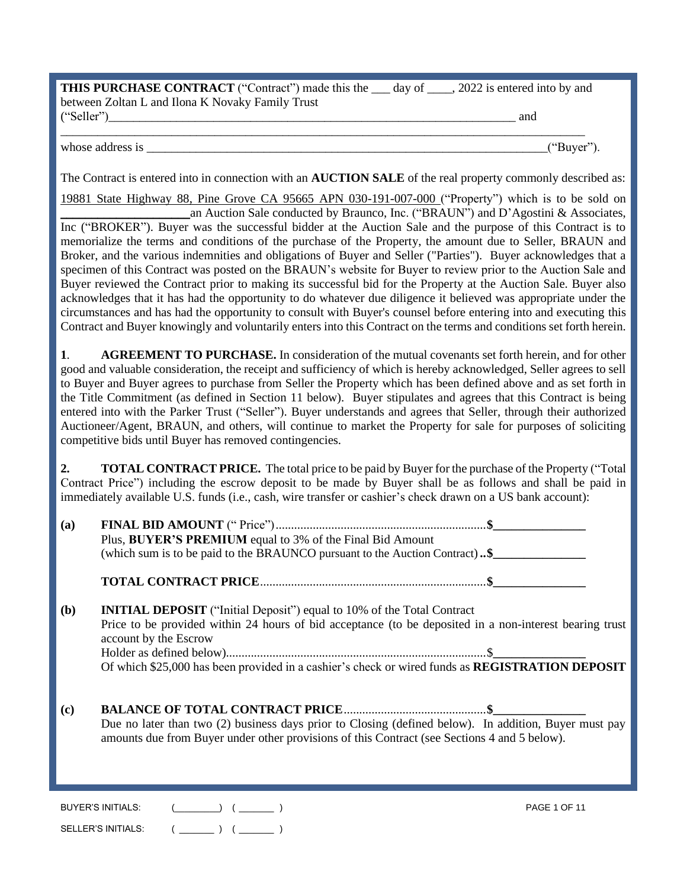**THIS PURCHASE CONTRACT** ("Contract") made this the ___ day of ____, 2022 is entered into by and between Zoltan L and Ilona K Novaky Family Trust

("Seller")_____________________________________________________________________ and

_____________________________________________________________________________________

whose address is ___________________________________________________________________("Buyer").

The Contract is entered into in connection with an **AUCTION SALE** of the real property commonly described as:

19881 State Highway 88, Pine Grove CA 95665 APN 030-191-007-000 ("Property") which is to be sold on ____________________an Auction Sale conducted by Braunco, Inc. ("BRAUN") and D'Agostini & Associates, Inc ("BROKER"). Buyer was the successful bidder at the Auction Sale and the purpose of this Contract is to memorialize the terms and conditions of the purchase of the Property, the amount due to Seller, BRAUN and Broker, and the various indemnities and obligations of Buyer and Seller ("Parties"). Buyer acknowledges that a specimen of this Contract was posted on the BRAUN's website for Buyer to review prior to the Auction Sale and Buyer reviewed the Contract prior to making its successful bid for the Property at the Auction Sale. Buyer also acknowledges that it has had the opportunity to do whatever due diligence it believed was appropriate under the circumstances and has had the opportunity to consult with Buyer's counsel before entering into and executing this Contract and Buyer knowingly and voluntarily enters into this Contract on the terms and conditions set forth herein.

**1**. **AGREEMENT TO PURCHASE.** In consideration of the mutual covenants set forth herein, and for other good and valuable consideration, the receipt and sufficiency of which is hereby acknowledged, Seller agrees to sell to Buyer and Buyer agrees to purchase from Seller the Property which has been defined above and as set forth in the Title Commitment (as defined in Section 11 below). Buyer stipulates and agrees that this Contract is being entered into with the Parker Trust ("Seller"). Buyer understands and agrees that Seller, through their authorized Auctioneer/Agent, BRAUN, and others, will continue to market the Property for sale for purposes of soliciting competitive bids until Buyer has removed contingencies.

**2. TOTAL CONTRACT PRICE.** The total price to be paid by Buyer for the purchase of the Property ("Total Contract Price") including the escrow deposit to be made by Buyer shall be as follows and shall be paid in immediately available U.S. funds (i.e., cash, wire transfer or cashier's check drawn on a US bank account):

**(a)** **FINAL BID AMOUNT** (" Price")....................................................................**$**_______________
Plus, **BUYER'S PREMIUM** equal to 3% of the Final Bid Amount
(which sum is to be paid to the BRAUNCO pursuant to the Auction Contract) **..$**_______________

**TOTAL CONTRACT PRICE**........................................................................**$**_______________

**(b)** **INITIAL DEPOSIT** ("Initial Deposit") equal to 10% of the Total Contract Price to be provided within 24 hours of bid acceptance (to be deposited in a non-interest bearing trust account by the Escrow Holder as defined below)....................................................................................$_______________
Of which $25,000 has been provided in a cashier's check or wired funds as **REGISTRATION DEPOSIT**

**(c)** **BALANCE OF TOTAL CONTRACT PRICE**.............................................**$**_______________
Due no later than two (2) business days prior to Closing (defined below). In addition, Buyer must pay amounts due from Buyer under other provisions of this Contract (see Sections 4 and 5 below).

BUYER'S INITIALS: (________) (_______)

SELLER'S INITIALS: (_______) (_______)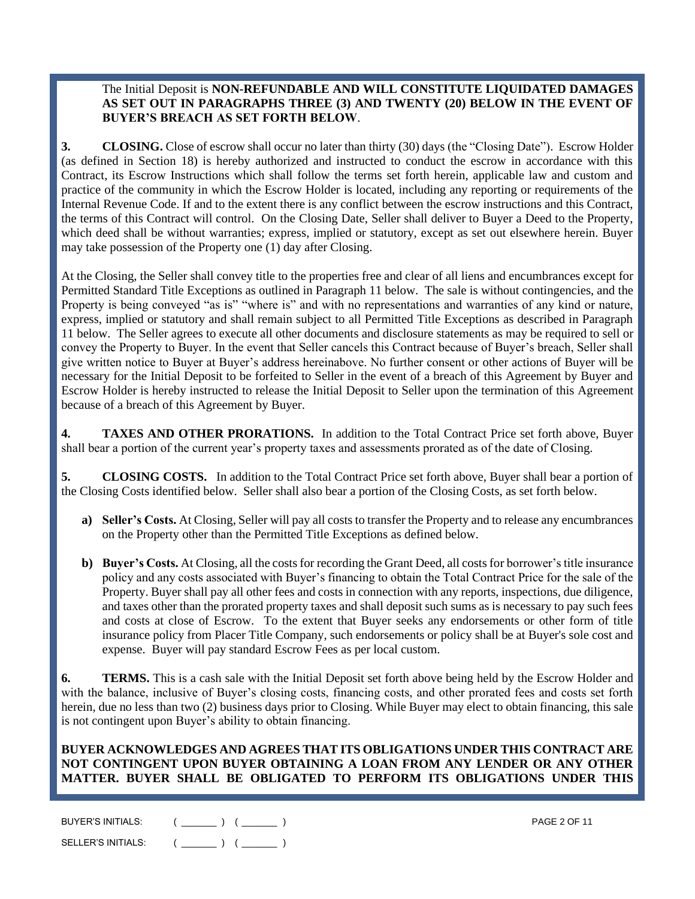The Initial Deposit is **NON-REFUNDABLE AND WILL CONSTITUTE LIQUIDATED DAMAGES AS SET OUT IN PARAGRAPHS THREE (3) AND TWENTY (20) BELOW IN THE EVENT OF BUYER'S BREACH AS SET FORTH BELOW**.

**3. CLOSING.** Close of escrow shall occur no later than thirty (30) days (the "Closing Date"). Escrow Holder (as defined in Section 18) is hereby authorized and instructed to conduct the escrow in accordance with this Contract, its Escrow Instructions which shall follow the terms set forth herein, applicable law and custom and practice of the community in which the Escrow Holder is located, including any reporting or requirements of the Internal Revenue Code. If and to the extent there is any conflict between the escrow instructions and this Contract, the terms of this Contract will control. On the Closing Date, Seller shall deliver to Buyer a Deed to the Property, which deed shall be without warranties; express, implied or statutory, except as set out elsewhere herein. Buyer may take possession of the Property one (1) day after Closing.

At the Closing, the Seller shall convey title to the properties free and clear of all liens and encumbrances except for Permitted Standard Title Exceptions as outlined in Paragraph 11 below. The sale is without contingencies, and the Property is being conveyed "as is" "where is" and with no representations and warranties of any kind or nature, express, implied or statutory and shall remain subject to all Permitted Title Exceptions as described in Paragraph 11 below. The Seller agrees to execute all other documents and disclosure statements as may be required to sell or convey the Property to Buyer. In the event that Seller cancels this Contract because of Buyer's breach, Seller shall give written notice to Buyer at Buyer's address hereinabove. No further consent or other actions of Buyer will be necessary for the Initial Deposit to be forfeited to Seller in the event of a breach of this Agreement by Buyer and Escrow Holder is hereby instructed to release the Initial Deposit to Seller upon the termination of this Agreement because of a breach of this Agreement by Buyer.

**4. TAXES AND OTHER PRORATIONS.** In addition to the Total Contract Price set forth above, Buyer shall bear a portion of the current year's property taxes and assessments prorated as of the date of Closing.

**5. CLOSING COSTS.** In addition to the Total Contract Price set forth above, Buyer shall bear a portion of the Closing Costs identified below. Seller shall also bear a portion of the Closing Costs, as set forth below.

a) **Seller's Costs.** At Closing, Seller will pay all costs to transfer the Property and to release any encumbrances on the Property other than the Permitted Title Exceptions as defined below.

b) **Buyer's Costs.** At Closing, all the costs for recording the Grant Deed, all costs for borrower's title insurance policy and any costs associated with Buyer's financing to obtain the Total Contract Price for the sale of the Property. Buyer shall pay all other fees and costs in connection with any reports, inspections, due diligence, and taxes other than the prorated property taxes and shall deposit such sums as is necessary to pay such fees and costs at close of Escrow. To the extent that Buyer seeks any endorsements or other form of title insurance policy from Placer Title Company, such endorsements or policy shall be at Buyer's sole cost and expense. Buyer will pay standard Escrow Fees as per local custom.

**6. TERMS.** This is a cash sale with the Initial Deposit set forth above being held by the Escrow Holder and with the balance, inclusive of Buyer's closing costs, financing costs, and other prorated fees and costs set forth herein, due no less than two (2) business days prior to Closing. While Buyer may elect to obtain financing, this sale is not contingent upon Buyer's ability to obtain financing.

**BUYER ACKNOWLEDGES AND AGREES THAT ITS OBLIGATIONS UNDER THIS CONTRACT ARE NOT CONTINGENT UPON BUYER OBTAINING A LOAN FROM ANY LENDER OR ANY OTHER MATTER. BUYER SHALL BE OBLIGATED TO PERFORM ITS OBLIGATIONS UNDER THIS**

BUYER'S INITIALS: ( _______ ) ( _______ )

SELLER'S INITIALS: ( _______ ) ( _______ )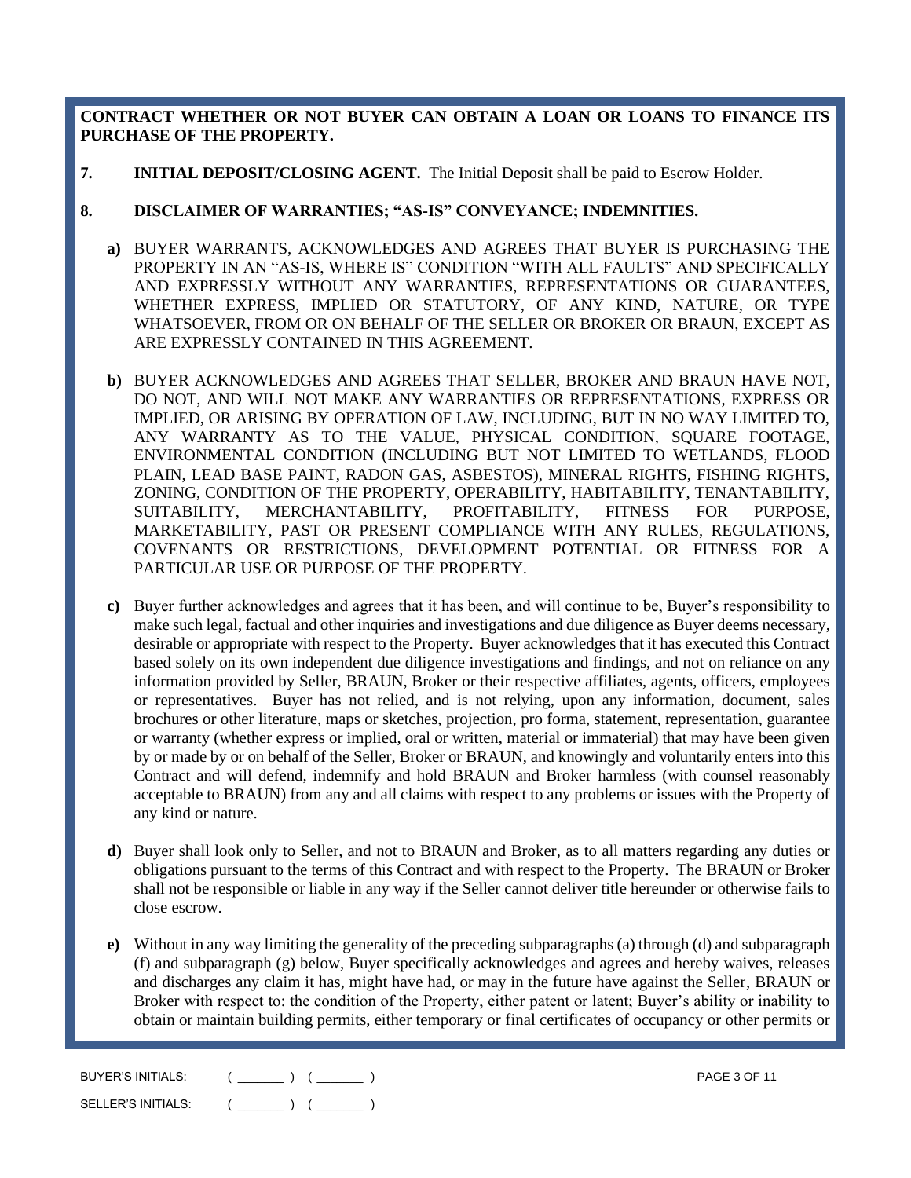**CONTRACT WHETHER OR NOT BUYER CAN OBTAIN A LOAN OR LOANS TO FINANCE ITS PURCHASE OF THE PROPERTY.**

**7. INITIAL DEPOSIT/CLOSING AGENT.** The Initial Deposit shall be paid to Escrow Holder.

**8. DISCLAIMER OF WARRANTIES; "AS-IS" CONVEYANCE; INDEMNITIES.**

**a)** BUYER WARRANTS, ACKNOWLEDGES AND AGREES THAT BUYER IS PURCHASING THE PROPERTY IN AN "AS-IS, WHERE IS" CONDITION "WITH ALL FAULTS" AND SPECIFICALLY AND EXPRESSLY WITHOUT ANY WARRANTIES, REPRESENTATIONS OR GUARANTEES, WHETHER EXPRESS, IMPLIED OR STATUTORY, OF ANY KIND, NATURE, OR TYPE WHATSOEVER, FROM OR ON BEHALF OF THE SELLER OR BROKER OR BRAUN, EXCEPT AS ARE EXPRESSLY CONTAINED IN THIS AGREEMENT.

**b)** BUYER ACKNOWLEDGES AND AGREES THAT SELLER, BROKER AND BRAUN HAVE NOT, DO NOT, AND WILL NOT MAKE ANY WARRANTIES OR REPRESENTATIONS, EXPRESS OR IMPLIED, OR ARISING BY OPERATION OF LAW, INCLUDING, BUT IN NO WAY LIMITED TO, ANY WARRANTY AS TO THE VALUE, PHYSICAL CONDITION, SQUARE FOOTAGE, ENVIRONMENTAL CONDITION (INCLUDING BUT NOT LIMITED TO WETLANDS, FLOOD PLAIN, LEAD BASE PAINT, RADON GAS, ASBESTOS), MINERAL RIGHTS, FISHING RIGHTS, ZONING, CONDITION OF THE PROPERTY, OPERABILITY, HABITABILITY, TENANTABILITY, SUITABILITY, MERCHANTABILITY, PROFITABILITY, FITNESS FOR PURPOSE, MARKETABILITY, PAST OR PRESENT COMPLIANCE WITH ANY RULES, REGULATIONS, COVENANTS OR RESTRICTIONS, DEVELOPMENT POTENTIAL OR FITNESS FOR A PARTICULAR USE OR PURPOSE OF THE PROPERTY.

**c)** Buyer further acknowledges and agrees that it has been, and will continue to be, Buyer's responsibility to make such legal, factual and other inquiries and investigations and due diligence as Buyer deems necessary, desirable or appropriate with respect to the Property. Buyer acknowledges that it has executed this Contract based solely on its own independent due diligence investigations and findings, and not on reliance on any information provided by Seller, BRAUN, Broker or their respective affiliates, agents, officers, employees or representatives. Buyer has not relied, and is not relying, upon any information, document, sales brochures or other literature, maps or sketches, projection, pro forma, statement, representation, guarantee or warranty (whether express or implied, oral or written, material or immaterial) that may have been given by or made by or on behalf of the Seller, Broker or BRAUN, and knowingly and voluntarily enters into this Contract and will defend, indemnify and hold BRAUN and Broker harmless (with counsel reasonably acceptable to BRAUN) from any and all claims with respect to any problems or issues with the Property of any kind or nature.

**d)** Buyer shall look only to Seller, and not to BRAUN and Broker, as to all matters regarding any duties or obligations pursuant to the terms of this Contract and with respect to the Property. The BRAUN or Broker shall not be responsible or liable in any way if the Seller cannot deliver title hereunder or otherwise fails to close escrow.

**e)** Without in any way limiting the generality of the preceding subparagraphs (a) through (d) and subparagraph (f) and subparagraph (g) below, Buyer specifically acknowledges and agrees and hereby waives, releases and discharges any claim it has, might have had, or may in the future have against the Seller, BRAUN or Broker with respect to: the condition of the Property, either patent or latent; Buyer's ability or inability to obtain or maintain building permits, either temporary or final certificates of occupancy or other permits or

BUYER'S INITIALS: ( _______ ) ( _______ )

SELLER'S INITIALS: ( _______ ) ( _______ )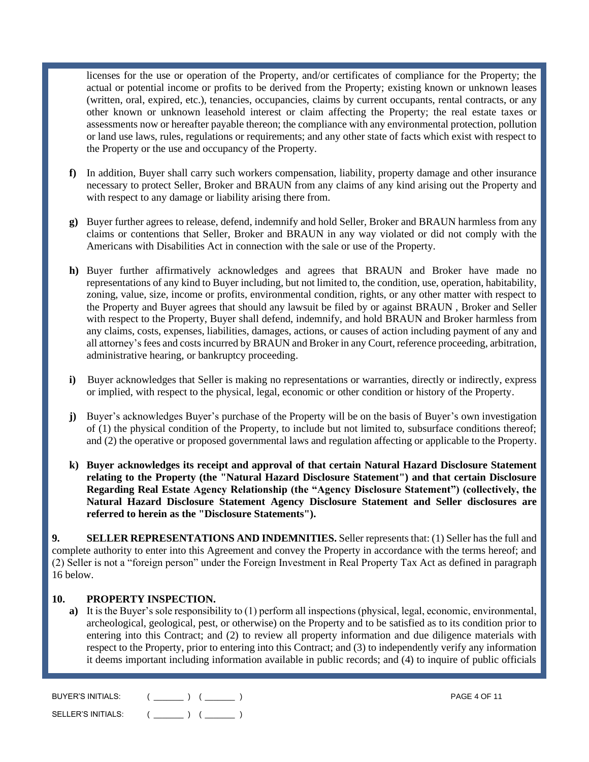licenses for the use or operation of the Property, and/or certificates of compliance for the Property; the actual or potential income or profits to be derived from the Property; existing known or unknown leases (written, oral, expired, etc.), tenancies, occupancies, claims by current occupants, rental contracts, or any other known or unknown leasehold interest or claim affecting the Property; the real estate taxes or assessments now or hereafter payable thereon; the compliance with any environmental protection, pollution or land use laws, rules, regulations or requirements; and any other state of facts which exist with respect to the Property or the use and occupancy of the Property.

**f)** In addition, Buyer shall carry such workers compensation, liability, property damage and other insurance necessary to protect Seller, Broker and BRAUN from any claims of any kind arising out the Property and with respect to any damage or liability arising there from.

**g)** Buyer further agrees to release, defend, indemnify and hold Seller, Broker and BRAUN harmless from any claims or contentions that Seller, Broker and BRAUN in any way violated or did not comply with the Americans with Disabilities Act in connection with the sale or use of the Property.

**h)** Buyer further affirmatively acknowledges and agrees that BRAUN and Broker have made no representations of any kind to Buyer including, but not limited to, the condition, use, operation, habitability, zoning, value, size, income or profits, environmental condition, rights, or any other matter with respect to the Property and Buyer agrees that should any lawsuit be filed by or against BRAUN , Broker and Seller with respect to the Property, Buyer shall defend, indemnify, and hold BRAUN and Broker harmless from any claims, costs, expenses, liabilities, damages, actions, or causes of action including payment of any and all attorney's fees and costs incurred by BRAUN and Broker in any Court, reference proceeding, arbitration, administrative hearing, or bankruptcy proceeding.

**i)** Buyer acknowledges that Seller is making no representations or warranties, directly or indirectly, express or implied, with respect to the physical, legal, economic or other condition or history of the Property.

**j)** Buyer's acknowledges Buyer's purchase of the Property will be on the basis of Buyer's own investigation of (1) the physical condition of the Property, to include but not limited to, subsurface conditions thereof; and (2) the operative or proposed governmental laws and regulation affecting or applicable to the Property.

**k) Buyer acknowledges its receipt and approval of that certain Natural Hazard Disclosure Statement relating to the Property (the "Natural Hazard Disclosure Statement") and that certain Disclosure Regarding Real Estate Agency Relationship (the "Agency Disclosure Statement") (collectively, the Natural Hazard Disclosure Statement Agency Disclosure Statement and Seller disclosures are referred to herein as the "Disclosure Statements").**

**9. SELLER REPRESENTATIONS AND INDEMNITIES.** Seller represents that: (1) Seller has the full and complete authority to enter into this Agreement and convey the Property in accordance with the terms hereof; and (2) Seller is not a "foreign person" under the Foreign Investment in Real Property Tax Act as defined in paragraph 16 below.

**10. PROPERTY INSPECTION.**

**a)** It is the Buyer's sole responsibility to (1) perform all inspections (physical, legal, economic, environmental, archeological, geological, pest, or otherwise) on the Property and to be satisfied as to its condition prior to entering into this Contract; and (2) to review all property information and due diligence materials with respect to the Property, prior to entering into this Contract; and (3) to independently verify any information it deems important including information available in public records; and (4) to inquire of public officials

BUYER'S INITIALS: ( _______ ) ( _______ )

SELLER'S INITIALS: ( _______ ) ( _______ )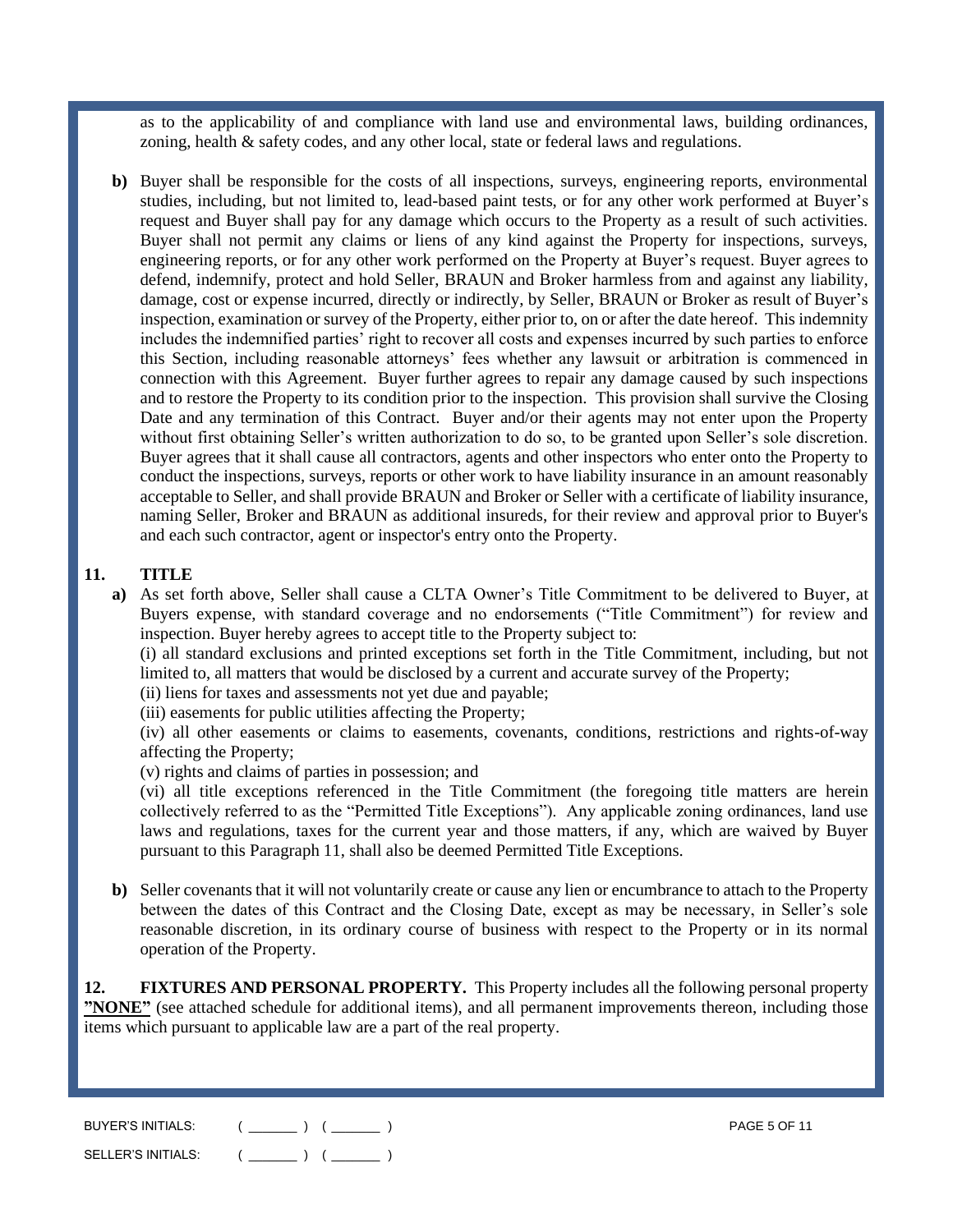as to the applicability of and compliance with land use and environmental laws, building ordinances, zoning, health & safety codes, and any other local, state or federal laws and regulations.

**b)** Buyer shall be responsible for the costs of all inspections, surveys, engineering reports, environmental studies, including, but not limited to, lead-based paint tests, or for any other work performed at Buyer's request and Buyer shall pay for any damage which occurs to the Property as a result of such activities. Buyer shall not permit any claims or liens of any kind against the Property for inspections, surveys, engineering reports, or for any other work performed on the Property at Buyer's request. Buyer agrees to defend, indemnify, protect and hold Seller, BRAUN and Broker harmless from and against any liability, damage, cost or expense incurred, directly or indirectly, by Seller, BRAUN or Broker as result of Buyer's inspection, examination or survey of the Property, either prior to, on or after the date hereof. This indemnity includes the indemnified parties' right to recover all costs and expenses incurred by such parties to enforce this Section, including reasonable attorneys' fees whether any lawsuit or arbitration is commenced in connection with this Agreement. Buyer further agrees to repair any damage caused by such inspections and to restore the Property to its condition prior to the inspection. This provision shall survive the Closing Date and any termination of this Contract. Buyer and/or their agents may not enter upon the Property without first obtaining Seller's written authorization to do so, to be granted upon Seller's sole discretion. Buyer agrees that it shall cause all contractors, agents and other inspectors who enter onto the Property to conduct the inspections, surveys, reports or other work to have liability insurance in an amount reasonably acceptable to Seller, and shall provide BRAUN and Broker or Seller with a certificate of liability insurance, naming Seller, Broker and BRAUN as additional insureds, for their review and approval prior to Buyer's and each such contractor, agent or inspector's entry onto the Property.

## 11. TITLE

**a)** As set forth above, Seller shall cause a CLTA Owner's Title Commitment to be delivered to Buyer, at Buyers expense, with standard coverage and no endorsements ("Title Commitment") for review and inspection. Buyer hereby agrees to accept title to the Property subject to:

(i) all standard exclusions and printed exceptions set forth in the Title Commitment, including, but not limited to, all matters that would be disclosed by a current and accurate survey of the Property;

(ii) liens for taxes and assessments not yet due and payable;

(iii) easements for public utilities affecting the Property;

(iv) all other easements or claims to easements, covenants, conditions, restrictions and rights-of-way affecting the Property;

(v) rights and claims of parties in possession; and

(vi) all title exceptions referenced in the Title Commitment (the foregoing title matters are herein collectively referred to as the "Permitted Title Exceptions"). Any applicable zoning ordinances, land use laws and regulations, taxes for the current year and those matters, if any, which are waived by Buyer pursuant to this Paragraph 11, shall also be deemed Permitted Title Exceptions.

**b)** Seller covenants that it will not voluntarily create or cause any lien or encumbrance to attach to the Property between the dates of this Contract and the Closing Date, except as may be necessary, in Seller's sole reasonable discretion, in its ordinary course of business with respect to the Property or in its normal operation of the Property.

**12. FIXTURES AND PERSONAL PROPERTY.** This Property includes all the following personal property **"NONE"** (see attached schedule for additional items), and all permanent improvements thereon, including those items which pursuant to applicable law are a part of the real property.

BUYER'S INITIALS: ( _______ ) ( _______ )

SELLER'S INITIALS: ( _______ ) ( _______ )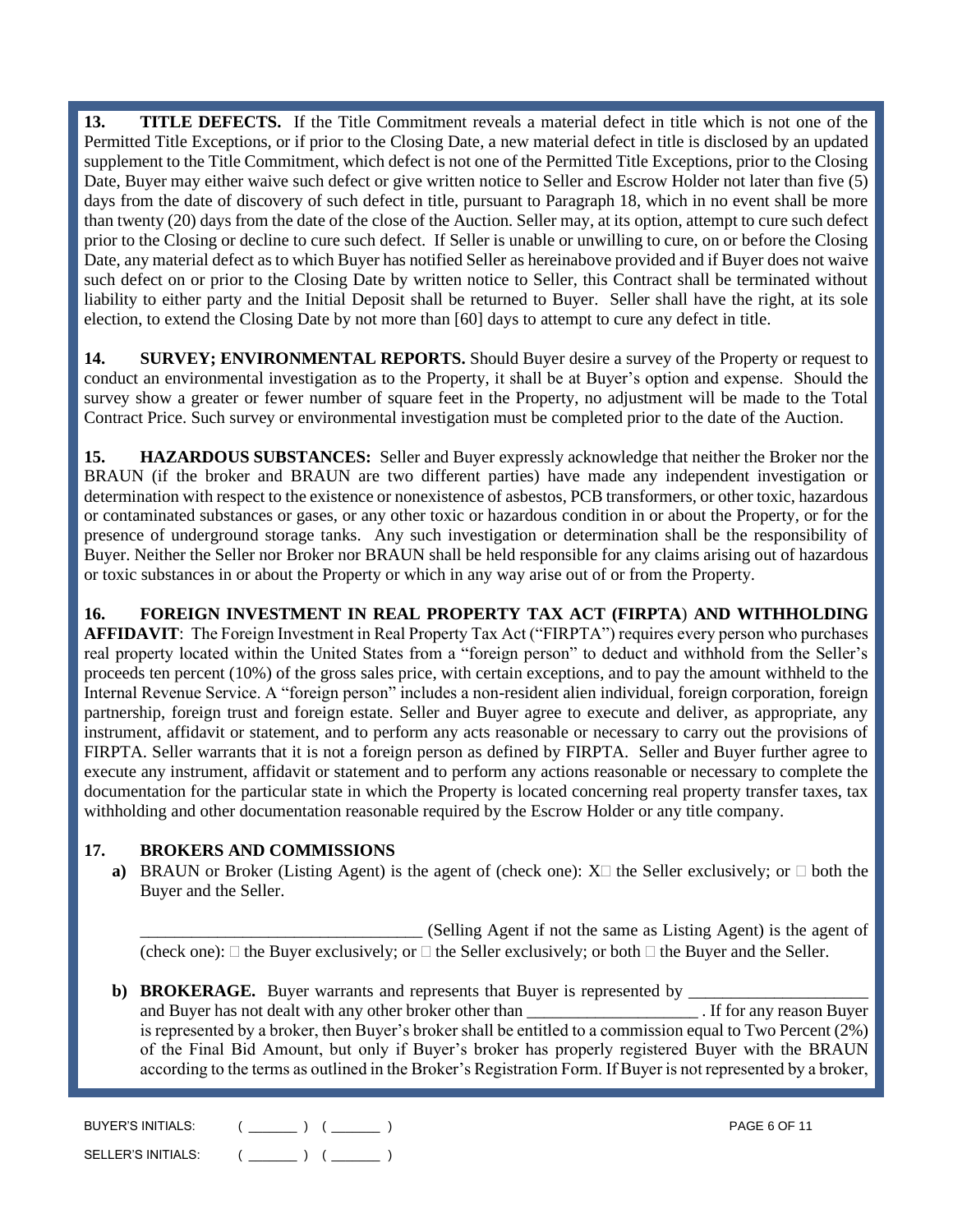**13. TITLE DEFECTS.** If the Title Commitment reveals a material defect in title which is not one of the Permitted Title Exceptions, or if prior to the Closing Date, a new material defect in title is disclosed by an updated supplement to the Title Commitment, which defect is not one of the Permitted Title Exceptions, prior to the Closing Date, Buyer may either waive such defect or give written notice to Seller and Escrow Holder not later than five (5) days from the date of discovery of such defect in title, pursuant to Paragraph 18, which in no event shall be more than twenty (20) days from the date of the close of the Auction. Seller may, at its option, attempt to cure such defect prior to the Closing or decline to cure such defect. If Seller is unable or unwilling to cure, on or before the Closing Date, any material defect as to which Buyer has notified Seller as hereinabove provided and if Buyer does not waive such defect on or prior to the Closing Date by written notice to Seller, this Contract shall be terminated without liability to either party and the Initial Deposit shall be returned to Buyer. Seller shall have the right, at its sole election, to extend the Closing Date by not more than [60] days to attempt to cure any defect in title.

**14. SURVEY; ENVIRONMENTAL REPORTS.** Should Buyer desire a survey of the Property or request to conduct an environmental investigation as to the Property, it shall be at Buyer's option and expense. Should the survey show a greater or fewer number of square feet in the Property, no adjustment will be made to the Total Contract Price. Such survey or environmental investigation must be completed prior to the date of the Auction.

**15. HAZARDOUS SUBSTANCES:** Seller and Buyer expressly acknowledge that neither the Broker nor the BRAUN (if the broker and BRAUN are two different parties) have made any independent investigation or determination with respect to the existence or nonexistence of asbestos, PCB transformers, or other toxic, hazardous or contaminated substances or gases, or any other toxic or hazardous condition in or about the Property, or for the presence of underground storage tanks. Any such investigation or determination shall be the responsibility of Buyer. Neither the Seller nor Broker nor BRAUN shall be held responsible for any claims arising out of hazardous or toxic substances in or about the Property or which in any way arise out of or from the Property.

**16. FOREIGN INVESTMENT IN REAL PROPERTY TAX ACT (FIRPTA) AND WITHHOLDING AFFIDAVIT**: The Foreign Investment in Real Property Tax Act ("FIRPTA") requires every person who purchases real property located within the United States from a "foreign person" to deduct and withhold from the Seller's proceeds ten percent (10%) of the gross sales price, with certain exceptions, and to pay the amount withheld to the Internal Revenue Service. A "foreign person" includes a non-resident alien individual, foreign corporation, foreign partnership, foreign trust and foreign estate. Seller and Buyer agree to execute and deliver, as appropriate, any instrument, affidavit or statement, and to perform any acts reasonable or necessary to carry out the provisions of FIRPTA. Seller warrants that it is not a foreign person as defined by FIRPTA. Seller and Buyer further agree to execute any instrument, affidavit or statement and to perform any actions reasonable or necessary to complete the documentation for the particular state in which the Property is located concerning real property transfer taxes, tax withholding and other documentation reasonable required by the Escrow Holder or any title company.

**17. BROKERS AND COMMISSIONS**

**a)** BRAUN or Broker (Listing Agent) is the agent of (check one): X☐ the Seller exclusively; or ☐ both the Buyer and the Seller.

_________________________________ (Selling Agent if not the same as Listing Agent) is the agent of (check one): ☐ the Buyer exclusively; or ☐ the Seller exclusively; or both ☐ the Buyer and the Seller.

**b) BROKERAGE.** Buyer warrants and represents that Buyer is represented by _____________________ and Buyer has not dealt with any other broker other than ____________________ . If for any reason Buyer is represented by a broker, then Buyer's broker shall be entitled to a commission equal to Two Percent (2%) of the Final Bid Amount, but only if Buyer's broker has properly registered Buyer with the BRAUN according to the terms as outlined in the Broker's Registration Form. If Buyer is not represented by a broker,

BUYER'S INITIALS: ( _______ ) ( _______ )

SELLER'S INITIALS: ( _______ ) ( _______ )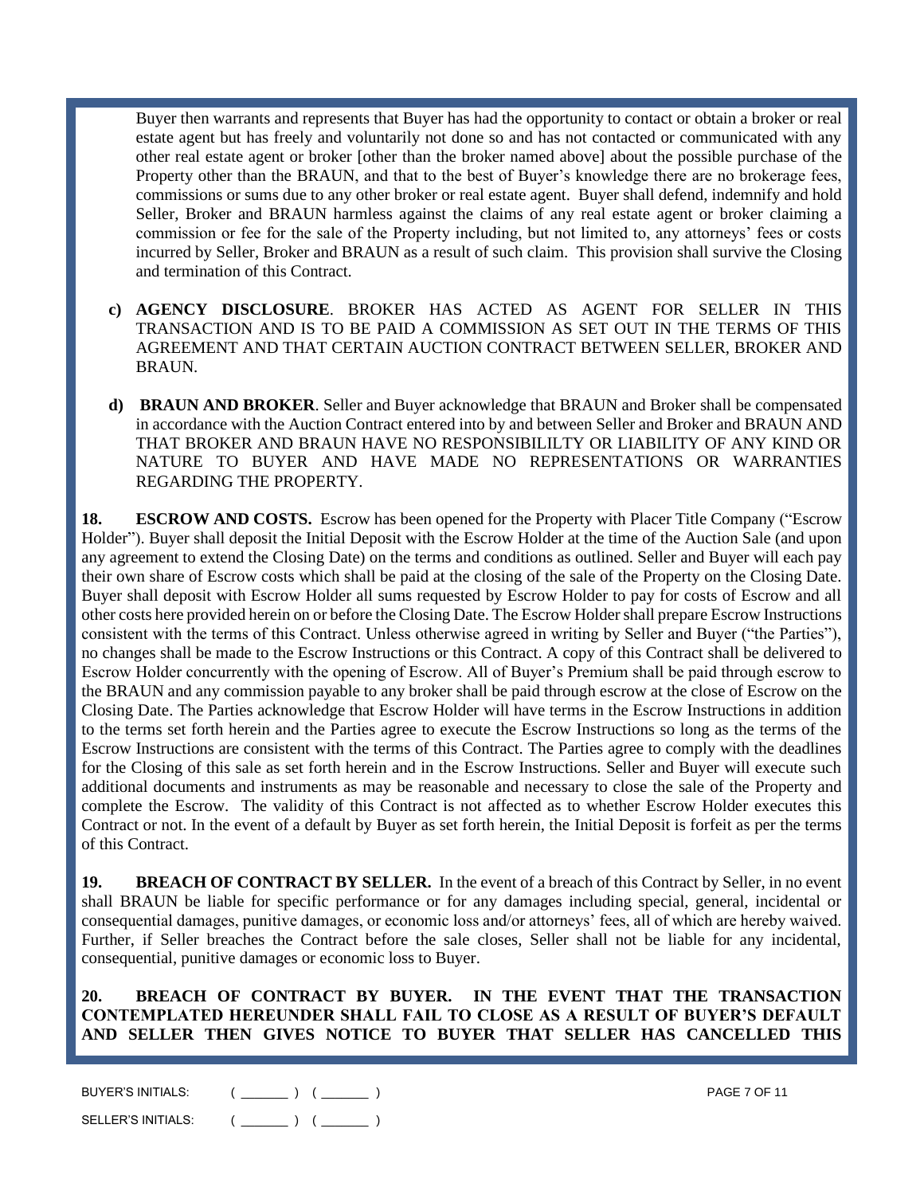Buyer then warrants and represents that Buyer has had the opportunity to contact or obtain a broker or real estate agent but has freely and voluntarily not done so and has not contacted or communicated with any other real estate agent or broker [other than the broker named above] about the possible purchase of the Property other than the BRAUN, and that to the best of Buyer's knowledge there are no brokerage fees, commissions or sums due to any other broker or real estate agent. Buyer shall defend, indemnify and hold Seller, Broker and BRAUN harmless against the claims of any real estate agent or broker claiming a commission or fee for the sale of the Property including, but not limited to, any attorneys' fees or costs incurred by Seller, Broker and BRAUN as a result of such claim. This provision shall survive the Closing and termination of this Contract.

c) **AGENCY DISCLOSURE**. BROKER HAS ACTED AS AGENT FOR SELLER IN THIS TRANSACTION AND IS TO BE PAID A COMMISSION AS SET OUT IN THE TERMS OF THIS AGREEMENT AND THAT CERTAIN AUCTION CONTRACT BETWEEN SELLER, BROKER AND BRAUN.

d) **BRAUN AND BROKER**. Seller and Buyer acknowledge that BRAUN and Broker shall be compensated in accordance with the Auction Contract entered into by and between Seller and Broker and BRAUN AND THAT BROKER AND BRAUN HAVE NO RESPONSIBILILTY OR LIABILITY OF ANY KIND OR NATURE TO BUYER AND HAVE MADE NO REPRESENTATIONS OR WARRANTIES REGARDING THE PROPERTY.

**18. ESCROW AND COSTS.** Escrow has been opened for the Property with Placer Title Company ("Escrow Holder"). Buyer shall deposit the Initial Deposit with the Escrow Holder at the time of the Auction Sale (and upon any agreement to extend the Closing Date) on the terms and conditions as outlined. Seller and Buyer will each pay their own share of Escrow costs which shall be paid at the closing of the sale of the Property on the Closing Date. Buyer shall deposit with Escrow Holder all sums requested by Escrow Holder to pay for costs of Escrow and all other costs here provided herein on or before the Closing Date. The Escrow Holder shall prepare Escrow Instructions consistent with the terms of this Contract. Unless otherwise agreed in writing by Seller and Buyer ("the Parties"), no changes shall be made to the Escrow Instructions or this Contract. A copy of this Contract shall be delivered to Escrow Holder concurrently with the opening of Escrow. All of Buyer's Premium shall be paid through escrow to the BRAUN and any commission payable to any broker shall be paid through escrow at the close of Escrow on the Closing Date. The Parties acknowledge that Escrow Holder will have terms in the Escrow Instructions in addition to the terms set forth herein and the Parties agree to execute the Escrow Instructions so long as the terms of the Escrow Instructions are consistent with the terms of this Contract. The Parties agree to comply with the deadlines for the Closing of this sale as set forth herein and in the Escrow Instructions. Seller and Buyer will execute such additional documents and instruments as may be reasonable and necessary to close the sale of the Property and complete the Escrow. The validity of this Contract is not affected as to whether Escrow Holder executes this Contract or not. In the event of a default by Buyer as set forth herein, the Initial Deposit is forfeit as per the terms of this Contract.

**19. BREACH OF CONTRACT BY SELLER.** In the event of a breach of this Contract by Seller, in no event shall BRAUN be liable for specific performance or for any damages including special, general, incidental or consequential damages, punitive damages, or economic loss and/or attorneys' fees, all of which are hereby waived. Further, if Seller breaches the Contract before the sale closes, Seller shall not be liable for any incidental, consequential, punitive damages or economic loss to Buyer.

**20. BREACH OF CONTRACT BY BUYER. IN THE EVENT THAT THE TRANSACTION CONTEMPLATED HEREUNDER SHALL FAIL TO CLOSE AS A RESULT OF BUYER'S DEFAULT AND SELLER THEN GIVES NOTICE TO BUYER THAT SELLER HAS CANCELLED THIS**

BUYER'S INITIALS: ( _______ ) ( _______ )

SELLER'S INITIALS: ( _______ ) ( _______ )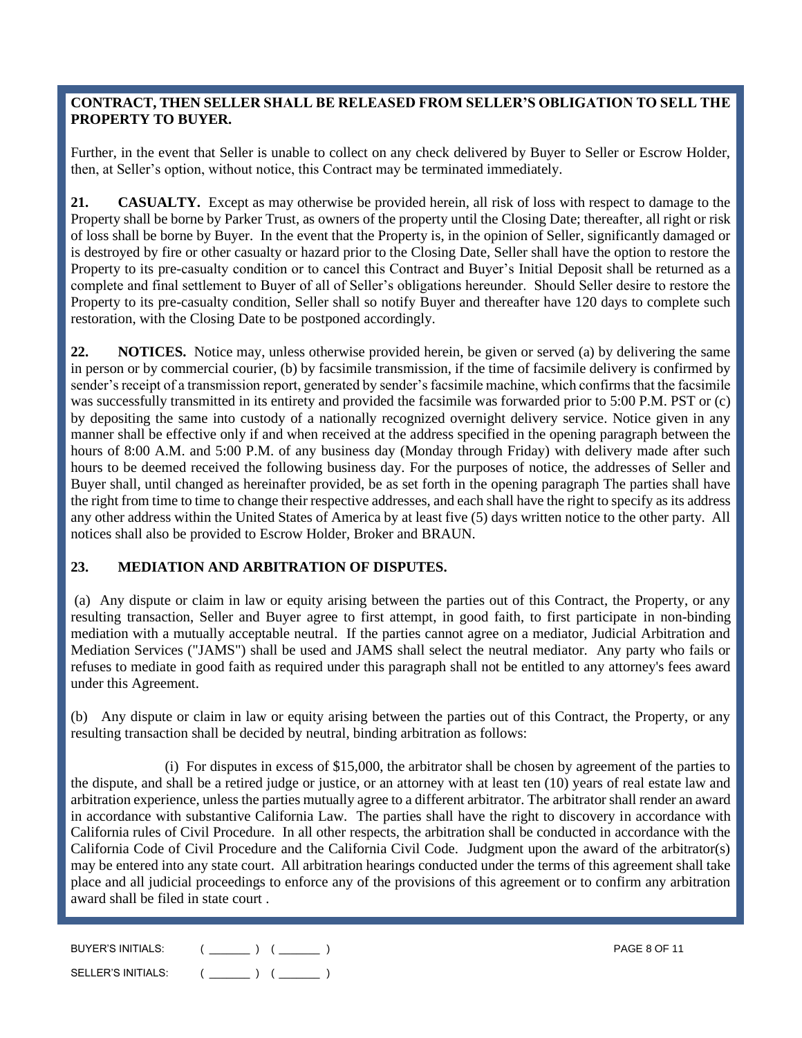**CONTRACT, THEN SELLER SHALL BE RELEASED FROM SELLER'S OBLIGATION TO SELL THE PROPERTY TO BUYER.**

Further, in the event that Seller is unable to collect on any check delivered by Buyer to Seller or Escrow Holder, then, at Seller's option, without notice, this Contract may be terminated immediately.

**21. CASUALTY.** Except as may otherwise be provided herein, all risk of loss with respect to damage to the Property shall be borne by Parker Trust, as owners of the property until the Closing Date; thereafter, all right or risk of loss shall be borne by Buyer. In the event that the Property is, in the opinion of Seller, significantly damaged or is destroyed by fire or other casualty or hazard prior to the Closing Date, Seller shall have the option to restore the Property to its pre-casualty condition or to cancel this Contract and Buyer's Initial Deposit shall be returned as a complete and final settlement to Buyer of all of Seller's obligations hereunder. Should Seller desire to restore the Property to its pre-casualty condition, Seller shall so notify Buyer and thereafter have 120 days to complete such restoration, with the Closing Date to be postponed accordingly.

**22. NOTICES.** Notice may, unless otherwise provided herein, be given or served (a) by delivering the same in person or by commercial courier, (b) by facsimile transmission, if the time of facsimile delivery is confirmed by sender's receipt of a transmission report, generated by sender's facsimile machine, which confirms that the facsimile was successfully transmitted in its entirety and provided the facsimile was forwarded prior to 5:00 P.M. PST or (c) by depositing the same into custody of a nationally recognized overnight delivery service. Notice given in any manner shall be effective only if and when received at the address specified in the opening paragraph between the hours of 8:00 A.M. and 5:00 P.M. of any business day (Monday through Friday) with delivery made after such hours to be deemed received the following business day. For the purposes of notice, the addresses of Seller and Buyer shall, until changed as hereinafter provided, be as set forth in the opening paragraph The parties shall have the right from time to time to change their respective addresses, and each shall have the right to specify as its address any other address within the United States of America by at least five (5) days written notice to the other party. All notices shall also be provided to Escrow Holder, Broker and BRAUN.

**23. MEDIATION AND ARBITRATION OF DISPUTES.**

(a) Any dispute or claim in law or equity arising between the parties out of this Contract, the Property, or any resulting transaction, Seller and Buyer agree to first attempt, in good faith, to first participate in non-binding mediation with a mutually acceptable neutral. If the parties cannot agree on a mediator, Judicial Arbitration and Mediation Services ("JAMS") shall be used and JAMS shall select the neutral mediator. Any party who fails or refuses to mediate in good faith as required under this paragraph shall not be entitled to any attorney's fees award under this Agreement.

(b) Any dispute or claim in law or equity arising between the parties out of this Contract, the Property, or any resulting transaction shall be decided by neutral, binding arbitration as follows:

(i) For disputes in excess of $15,000, the arbitrator shall be chosen by agreement of the parties to the dispute, and shall be a retired judge or justice, or an attorney with at least ten (10) years of real estate law and arbitration experience, unless the parties mutually agree to a different arbitrator. The arbitrator shall render an award in accordance with substantive California Law. The parties shall have the right to discovery in accordance with California rules of Civil Procedure. In all other respects, the arbitration shall be conducted in accordance with the California Code of Civil Procedure and the California Civil Code. Judgment upon the award of the arbitrator(s) may be entered into any state court. All arbitration hearings conducted under the terms of this agreement shall take place and all judicial proceedings to enforce any of the provisions of this agreement or to confirm any arbitration award shall be filed in state court .

BUYER'S INITIALS: ( _______ ) ( _______ )

SELLER'S INITIALS: ( _______ ) ( _______ )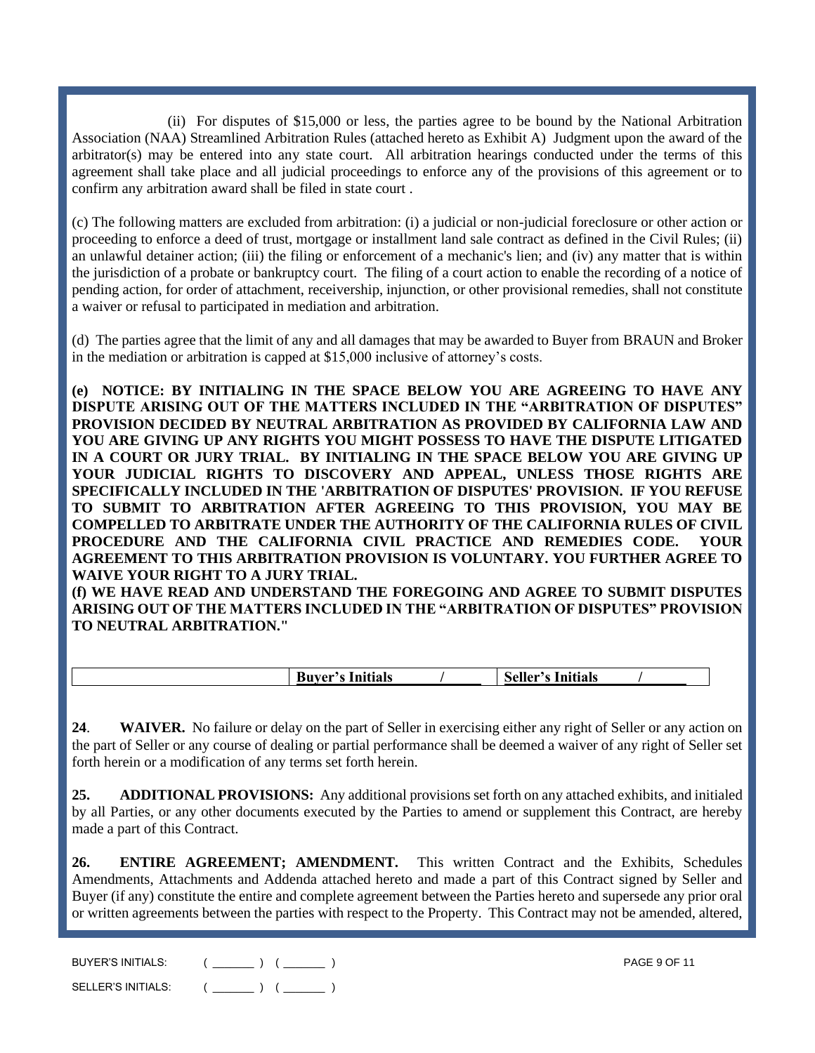(ii) For disputes of $15,000 or less, the parties agree to be bound by the National Arbitration Association (NAA) Streamlined Arbitration Rules (attached hereto as Exhibit A) Judgment upon the award of the arbitrator(s) may be entered into any state court. All arbitration hearings conducted under the terms of this agreement shall take place and all judicial proceedings to enforce any of the provisions of this agreement or to confirm any arbitration award shall be filed in state court .

(c) The following matters are excluded from arbitration: (i) a judicial or non-judicial foreclosure or other action or proceeding to enforce a deed of trust, mortgage or installment land sale contract as defined in the Civil Rules; (ii) an unlawful detainer action; (iii) the filing or enforcement of a mechanic's lien; and (iv) any matter that is within the jurisdiction of a probate or bankruptcy court. The filing of a court action to enable the recording of a notice of pending action, for order of attachment, receivership, injunction, or other provisional remedies, shall not constitute a waiver or refusal to participated in mediation and arbitration.

(d) The parties agree that the limit of any and all damages that may be awarded to Buyer from BRAUN and Broker in the mediation or arbitration is capped at $15,000 inclusive of attorney's costs.

**(e) NOTICE: BY INITIALING IN THE SPACE BELOW YOU ARE AGREEING TO HAVE ANY DISPUTE ARISING OUT OF THE MATTERS INCLUDED IN THE "ARBITRATION OF DISPUTES" PROVISION DECIDED BY NEUTRAL ARBITRATION AS PROVIDED BY CALIFORNIA LAW AND YOU ARE GIVING UP ANY RIGHTS YOU MIGHT POSSESS TO HAVE THE DISPUTE LITIGATED IN A COURT OR JURY TRIAL. BY INITIALING IN THE SPACE BELOW YOU ARE GIVING UP YOUR JUDICIAL RIGHTS TO DISCOVERY AND APPEAL, UNLESS THOSE RIGHTS ARE SPECIFICALLY INCLUDED IN THE 'ARBITRATION OF DISPUTES' PROVISION. IF YOU REFUSE TO SUBMIT TO ARBITRATION AFTER AGREEING TO THIS PROVISION, YOU MAY BE COMPELLED TO ARBITRATE UNDER THE AUTHORITY OF THE CALIFORNIA RULES OF CIVIL PROCEDURE AND THE CALIFORNIA CIVIL PRACTICE AND REMEDIES CODE. YOUR AGREEMENT TO THIS ARBITRATION PROVISION IS VOLUNTARY. YOU FURTHER AGREE TO WAIVE YOUR RIGHT TO A JURY TRIAL.**

**(f) WE HAVE READ AND UNDERSTAND THE FOREGOING AND AGREE TO SUBMIT DISPUTES ARISING OUT OF THE MATTERS INCLUDED IN THE "ARBITRATION OF DISPUTES" PROVISION TO NEUTRAL ARBITRATION."**

| | **Buyer's Initials** ______ / ______ | **Seller's Initials** ______ / ______ |
|---|---|---|

**24. WAIVER.** No failure or delay on the part of Seller in exercising either any right of Seller or any action on the part of Seller or any course of dealing or partial performance shall be deemed a waiver of any right of Seller set forth herein or a modification of any terms set forth herein.

**25. ADDITIONAL PROVISIONS:** Any additional provisions set forth on any attached exhibits, and initialed by all Parties, or any other documents executed by the Parties to amend or supplement this Contract, are hereby made a part of this Contract.

**26. ENTIRE AGREEMENT; AMENDMENT.** This written Contract and the Exhibits, Schedules Amendments, Attachments and Addenda attached hereto and made a part of this Contract signed by Seller and Buyer (if any) constitute the entire and complete agreement between the Parties hereto and supersede any prior oral or written agreements between the parties with respect to the Property. This Contract may not be amended, altered,

BUYER'S INITIALS: ( ______ ) ( ______ )

SELLER'S INITIALS: ( ______ ) ( ______ )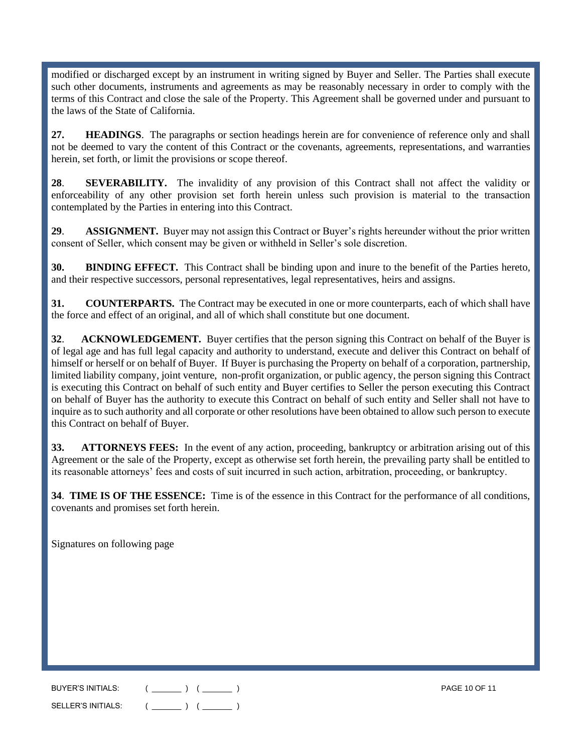modified or discharged except by an instrument in writing signed by Buyer and Seller. The Parties shall execute such other documents, instruments and agreements as may be reasonably necessary in order to comply with the terms of this Contract and close the sale of the Property. This Agreement shall be governed under and pursuant to the laws of the State of California.

**27. HEADINGS**. The paragraphs or section headings herein are for convenience of reference only and shall not be deemed to vary the content of this Contract or the covenants, agreements, representations, and warranties herein, set forth, or limit the provisions or scope thereof.

**28**. **SEVERABILITY.** The invalidity of any provision of this Contract shall not affect the validity or enforceability of any other provision set forth herein unless such provision is material to the transaction contemplated by the Parties in entering into this Contract.

**29**. **ASSIGNMENT.** Buyer may not assign this Contract or Buyer's rights hereunder without the prior written consent of Seller, which consent may be given or withheld in Seller's sole discretion.

**30. BINDING EFFECT.** This Contract shall be binding upon and inure to the benefit of the Parties hereto, and their respective successors, personal representatives, legal representatives, heirs and assigns.

**31. COUNTERPARTS.** The Contract may be executed in one or more counterparts, each of which shall have the force and effect of an original, and all of which shall constitute but one document.

**32**. **ACKNOWLEDGEMENT.** Buyer certifies that the person signing this Contract on behalf of the Buyer is of legal age and has full legal capacity and authority to understand, execute and deliver this Contract on behalf of himself or herself or on behalf of Buyer. If Buyer is purchasing the Property on behalf of a corporation, partnership, limited liability company, joint venture, non-profit organization, or public agency, the person signing this Contract is executing this Contract on behalf of such entity and Buyer certifies to Seller the person executing this Contract on behalf of Buyer has the authority to execute this Contract on behalf of such entity and Seller shall not have to inquire as to such authority and all corporate or other resolutions have been obtained to allow such person to execute this Contract on behalf of Buyer.

**33. ATTORNEYS FEES:** In the event of any action, proceeding, bankruptcy or arbitration arising out of this Agreement or the sale of the Property, except as otherwise set forth herein, the prevailing party shall be entitled to its reasonable attorneys' fees and costs of suit incurred in such action, arbitration, proceeding, or bankruptcy.

**34**. **TIME IS OF THE ESSENCE:** Time is of the essence in this Contract for the performance of all conditions, covenants and promises set forth herein.

Signatures on following page

BUYER'S INITIALS: ( _______ ) ( _______ )

SELLER'S INITIALS: ( _______ ) ( _______ )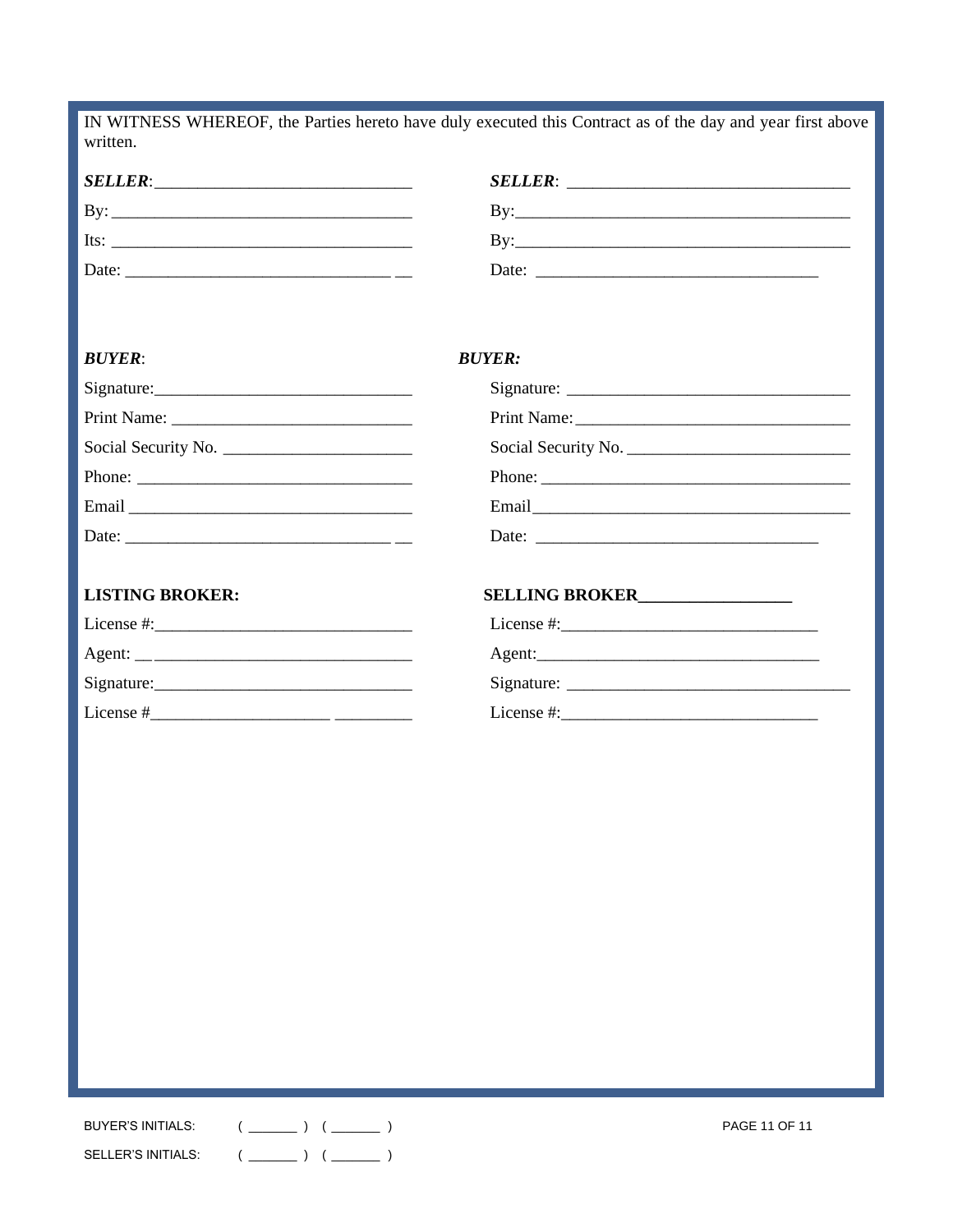IN WITNESS WHEREOF, the Parties hereto have duly executed this Contract as of the day and year first above written.

***SELLER***:______________________________

By: ___________________________________

Its: ___________________________________

Date: ________________________________ __

***SELLER***: _________________________________

By:_________________________________________

By:_________________________________________

Date: __________________________________

***BUYER***:

Signature:______________________________

Print Name: ____________________________

Social Security No. ______________________

Phone: ________________________________

Email _________________________________

Date: ________________________________ __

***BUYER:***

Signature: _________________________________

Print Name:_________________________________

Social Security No. __________________________

Phone: ____________________________________

Email______________________________________

Date: __________________________________

**LISTING BROKER:**

License #:______________________________

Agent: __ _______________________________

Signature:_______________________________

License #____________________ _________

**SELLING BROKER_________________**

License #:______________________________

Agent:_________________________________

Signature: _________________________________

License #:______________________________

BUYER'S INITIALS: ( _______ ) ( _______ )

SELLER'S INITIALS: ( _______ ) ( _______ )